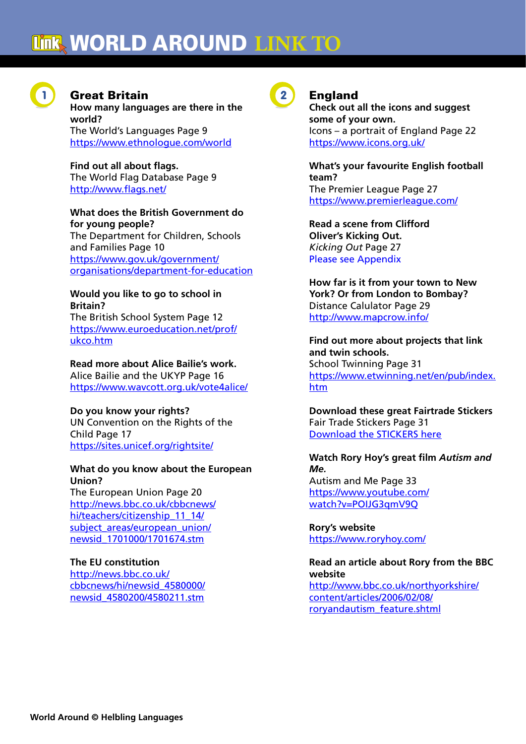# WORLD AROUND LINK TO

## 1 Great Britain

**How many languages are there in the world?**
The World's Languages Page 9
https://www.ethnologue.com/world

**Find out all about flags.**
The World Flag Database Page 9
http://www.flags.net/

**What does the British Government do for young people?**
The Department for Children, Schools and Families Page 10
https://www.gov.uk/government/organisations/department-for-education

**Would you like to go to school in Britain?**
The British School System Page 12
https://www.euroeducation.net/prof/ukco.htm

**Read more about Alice Bailie's work.**
Alice Bailie and the UKYP Page 16
https://www.wavcott.org.uk/vote4alice/

**Do you know your rights?**
UN Convention on the Rights of the Child Page 17
https://sites.unicef.org/rightsite/

**What do you know about the European Union?**
The European Union Page 20
http://news.bbc.co.uk/cbbcnews/hi/teachers/citizenship_11_14/subject_areas/european_union/newsid_1701000/1701674.stm

**The EU constitution**
http://news.bbc.co.uk/cbbcnews/hi/newsid_4580000/newsid_4580200/4580211.stm

## 2 England

**Check out all the icons and suggest some of your own.**
Icons – a portrait of England Page 22
https://www.icons.org.uk/

**What's your favourite English football team?**
The Premier League Page 27
https://www.premierleague.com/

**Read a scene from Clifford Oliver's Kicking Out.**
*Kicking Out* Page 27
Please see Appendix

**How far is it from your town to New York? Or from London to Bombay?**
Distance Calulator Page 29
http://www.mapcrow.info/

**Find out more about projects that link and twin schools.**
School Twinning Page 31
https://www.etwinning.net/en/pub/index.htm

**Download these great Fairtrade Stickers**
Fair Trade Stickers Page 31
Download the STICKERS here

**Watch Rory Hoy's great film *Autism and Me.***
Autism and Me Page 33
https://www.youtube.com/watch?v=POIJG3qmV9Q

**Rory's website**
https://www.roryhoy.com/

**Read an article about Rory from the BBC website**
http://www.bbc.co.uk/northyorkshire/content/articles/2006/02/08/roryandautism_feature.shtml

World Around © Helbling Languages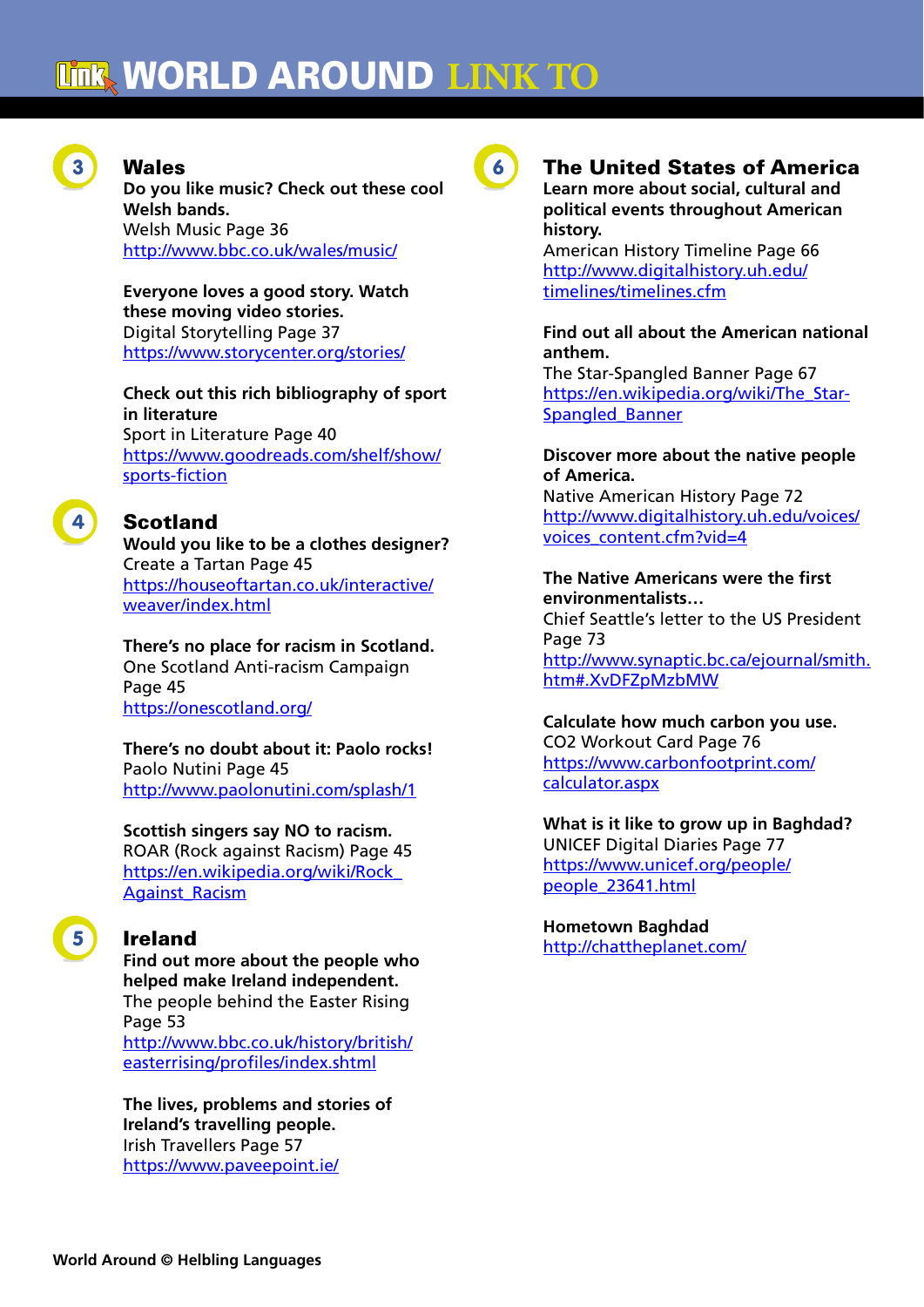# WORLD AROUND LINK TO

## 3 Wales

**Do you like music? Check out these cool Welsh bands.**
Welsh Music Page 36
http://www.bbc.co.uk/wales/music/

**Everyone loves a good story. Watch these moving video stories.**
Digital Storytelling Page 37
https://www.storycenter.org/stories/

**Check out this rich bibliography of sport in literature**
Sport in Literature Page 40
https://www.goodreads.com/shelf/show/sports-fiction

## 4 Scotland

**Would you like to be a clothes designer?**
Create a Tartan Page 45
https://houseoftartan.co.uk/interactive/weaver/index.html

**There's no place for racism in Scotland.**
One Scotland Anti-racism Campaign Page 45
https://onescotland.org/

**There's no doubt about it: Paolo rocks!**
Paolo Nutini Page 45
http://www.paolonutini.com/splash/1

**Scottish singers say NO to racism.**
ROAR (Rock against Racism) Page 45
https://en.wikipedia.org/wiki/Rock_Against_Racism

## 5 Ireland

**Find out more about the people who helped make Ireland independent.**
The people behind the Easter Rising Page 53
http://www.bbc.co.uk/history/british/easterrising/profiles/index.shtml

**The lives, problems and stories of Ireland's travelling people.**
Irish Travellers Page 57
https://www.paveepoint.ie/

## 6 The United States of America

**Learn more about social, cultural and political events throughout American history.**
American History Timeline Page 66
http://www.digitalhistory.uh.edu/timelines/timelines.cfm

**Find out all about the American national anthem.**
The Star-Spangled Banner Page 67
https://en.wikipedia.org/wiki/The_Star-Spangled_Banner

**Discover more about the native people of America.**
Native American History Page 72
http://www.digitalhistory.uh.edu/voices/voices_content.cfm?vid=4

**The Native Americans were the first environmentalists…**
Chief Seattle's letter to the US President Page 73
http://www.synaptic.bc.ca/ejournal/smith.htm#.XvDFZpMzbMW

**Calculate how much carbon you use.**
CO2 Workout Card Page 76
https://www.carbonfootprint.com/calculator.aspx

**What is it like to grow up in Baghdad?**
UNICEF Digital Diaries Page 77
https://www.unicef.org/people/people_23641.html

**Hometown Baghdad**
http://chattheplanet.com/

World Around © Helbling Languages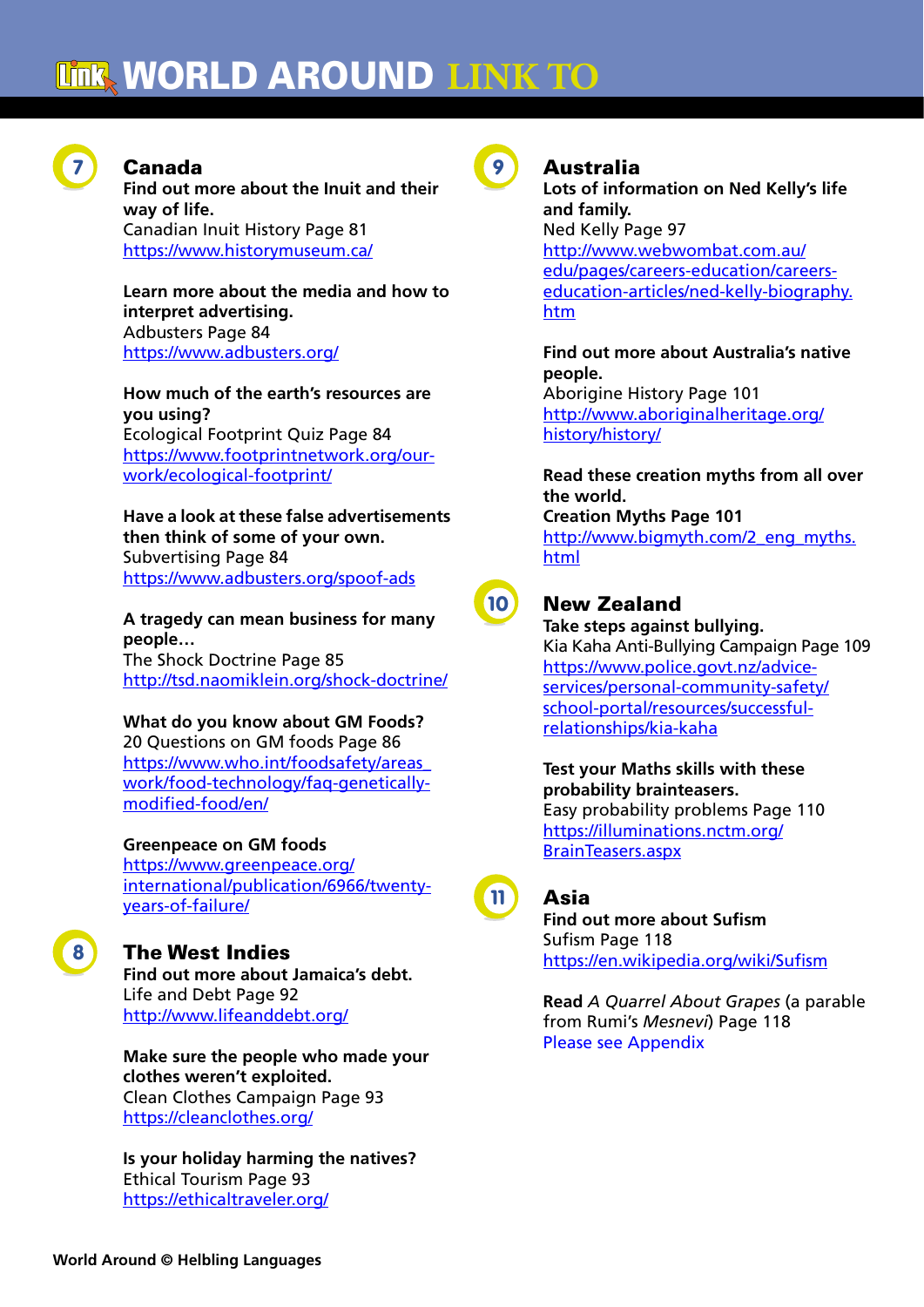# WORLD AROUND LINK TO

## 7 Canada

**Find out more about the Inuit and their way of life.**
Canadian Inuit History Page 81
https://www.historymuseum.ca/

**Learn more about the media and how to interpret advertising.**
Adbusters Page 84
https://www.adbusters.org/

**How much of the earth's resources are you using?**
Ecological Footprint Quiz Page 84
https://www.footprintnetwork.org/our-work/ecological-footprint/

**Have a look at these false advertisements then think of some of your own.**
Subvertising Page 84
https://www.adbusters.org/spoof-ads

**A tragedy can mean business for many people…**
The Shock Doctrine Page 85
http://tsd.naomiklein.org/shock-doctrine/

**What do you know about GM Foods?**
20 Questions on GM foods Page 86
https://www.who.int/foodsafety/areas_work/food-technology/faq-genetically-modified-food/en/

**Greenpeace on GM foods**
https://www.greenpeace.org/international/publication/6966/twenty-years-of-failure/

## 8 The West Indies

**Find out more about Jamaica's debt.**
Life and Debt Page 92
http://www.lifeanddebt.org/

**Make sure the people who made your clothes weren't exploited.**
Clean Clothes Campaign Page 93
https://cleanclothes.org/

**Is your holiday harming the natives?**
Ethical Tourism Page 93
https://ethicaltraveler.org/

## 9 Australia

**Lots of information on Ned Kelly's life and family.**
Ned Kelly Page 97
http://www.webwombat.com.au/edu/pages/careers-education/careers-education-articles/ned-kelly-biography.htm

**Find out more about Australia's native people.**
Aborigine History Page 101
http://www.aboriginalheritage.org/history/history/

**Read these creation myths from all over the world.**
**Creation Myths Page 101**
http://www.bigmyth.com/2_eng_myths.html

## 10 New Zealand

**Take steps against bullying.**
Kia Kaha Anti-Bullying Campaign Page 109
https://www.police.govt.nz/advice-services/personal-community-safety/school-portal/resources/successful-relationships/kia-kaha

**Test your Maths skills with these probability brainteasers.**
Easy probability problems Page 110
https://illuminations.nctm.org/BrainTeasers.aspx

## 11 Asia

**Find out more about Sufism**
Sufism Page 118
https://en.wikipedia.org/wiki/Sufism

**Read** *A Quarrel About Grapes* (a parable from Rumi's *Mesnevi*) Page 118
Please see Appendix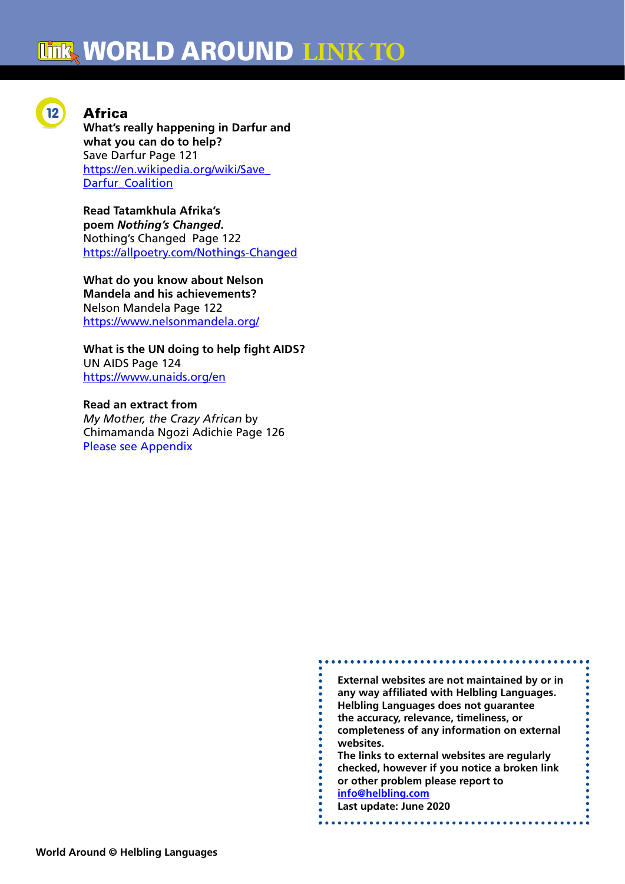# WORLD AROUND LINK TO

## 12 Africa

**What's really happening in Darfur and what you can do to help?**
Save Darfur Page 121
https://en.wikipedia.org/wiki/Save_Darfur_Coalition

**Read Tatamkhula Afrika's poem *Nothing's Changed*.**
Nothing's Changed Page 122
https://allpoetry.com/Nothings-Changed

**What do you know about Nelson Mandela and his achievements?**
Nelson Mandela Page 122
https://www.nelsonmandela.org/

**What is the UN doing to help fight AIDS?**
UN AIDS Page 124
https://www.unaids.org/en

**Read an extract from**
*My Mother, the Crazy African* by Chimamanda Ngozi Adichie Page 126
Please see Appendix

**External websites are not maintained by or in any way affiliated with Helbling Languages. Helbling Languages does not guarantee the accuracy, relevance, timeliness, or completeness of any information on external websites.**
**The links to external websites are regularly checked, however if you notice a broken link or other problem please report to info@helbling.com**
**Last update: June 2020**

**World Around © Helbling Languages**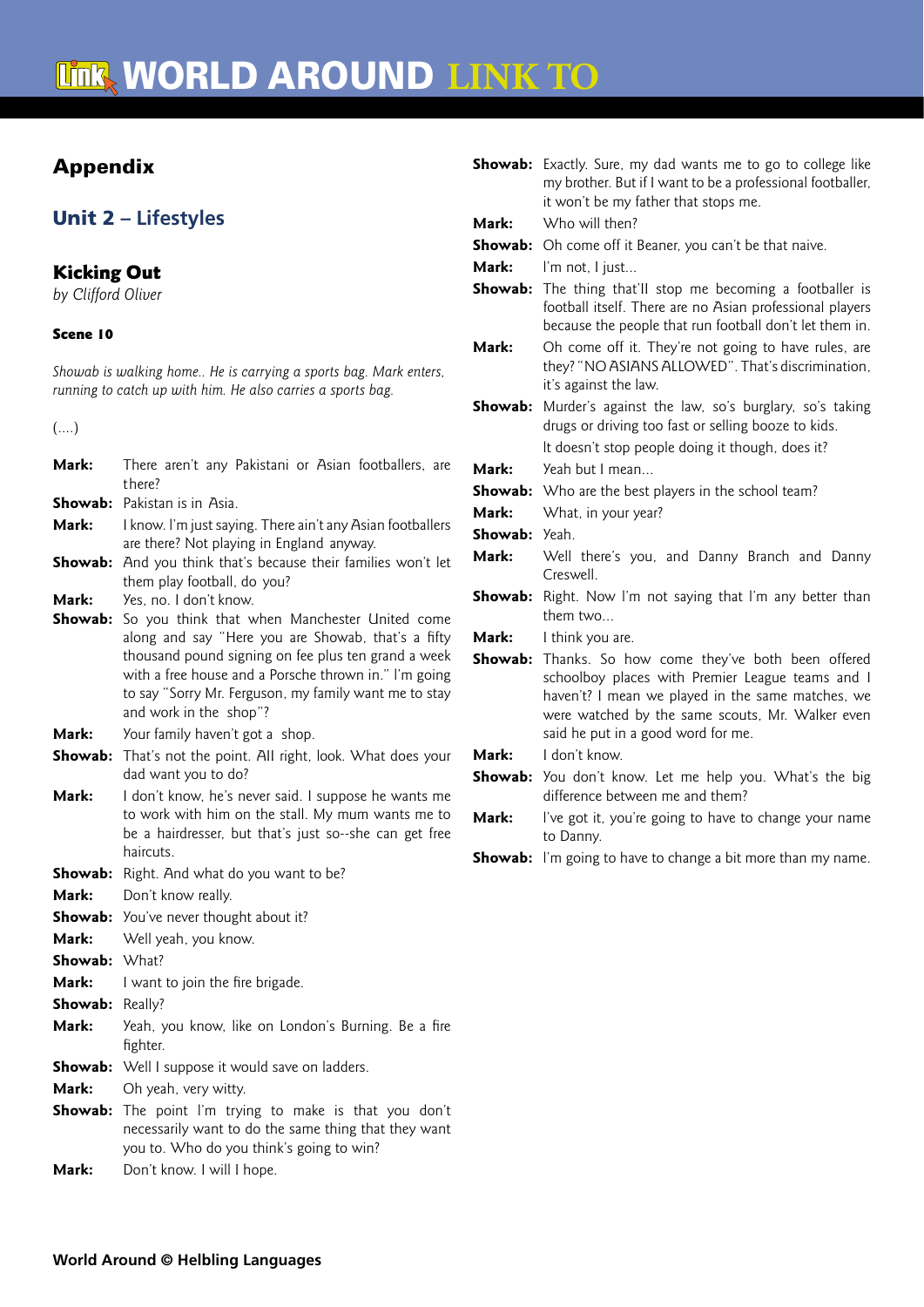## Appendix

### Unit 2 – Lifestyles

### Kicking Out

*by Clifford Oliver*

#### Scene 10

*Showab is walking home.. He is carrying a sports bag. Mark enters, running to catch up with him. He also carries a sports bag.*

(....)

**Mark:** There aren't any Pakistani or Asian footballers, are there?

**Showab:** Pakistan is in Asia.

**Mark:** I know. I'm just saying. There ain't any Asian footballers are there? Not playing in England anyway.

**Showab:** And you think that's because their families won't let them play football, do you?

**Mark:** Yes, no. I don't know.

**Showab:** So you think that when Manchester United come along and say "Here you are Showab, that's a fifty thousand pound signing on fee plus ten grand a week with a free house and a Porsche thrown in." I'm going to say "Sorry Mr. Ferguson, my family want me to stay and work in the shop"?

**Mark:** Your family haven't got a shop.

**Showab:** That's not the point. All right, look. What does your dad want you to do?

**Mark:** I don't know, he's never said. I suppose he wants me to work with him on the stall. My mum wants me to be a hairdresser, but that's just so--she can get free haircuts.

**Showab:** Right. And what do you want to be?

**Mark:** Don't know really.

**Showab:** You've never thought about it?

**Mark:** Well yeah, you know.

**Showab:** What?

**Mark:** I want to join the fire brigade.

**Showab:** Really?

**Mark:** Yeah, you know, like on London's Burning. Be a fire fighter.

**Showab:** Well I suppose it would save on ladders.

**Mark:** Oh yeah, very witty.

**Showab:** The point I'm trying to make is that you don't necessarily want to do the same thing that they want you to. Who do you think's going to win?

**Mark:** Don't know. I will I hope.

**Showab:** Exactly. Sure, my dad wants me to go to college like my brother. But if I want to be a professional footballer, it won't be my father that stops me.

**Mark:** Who will then?

**Showab:** Oh come off it Beaner, you can't be that naive.

**Mark:** I'm not, I just...

**Showab:** The thing that'll stop me becoming a footballer is football itself. There are no Asian professional players because the people that run football don't let them in.

**Mark:** Oh come off it. They're not going to have rules, are they? "NO ASIANS ALLOWED". That's discrimination, it's against the law.

**Showab:** Murder's against the law, so's burglary, so's taking drugs or driving too fast or selling booze to kids.
It doesn't stop people doing it though, does it?

**Mark:** Yeah but I mean...

**Showab:** Who are the best players in the school team?

**Mark:** What, in your year?

**Showab:** Yeah.

**Mark:** Well there's you, and Danny Branch and Danny Creswell.

**Showab:** Right. Now I'm not saying that I'm any better than them two...

**Mark:** I think you are.

**Showab:** Thanks. So how come they've both been offered schoolboy places with Premier League teams and I haven't? I mean we played in the same matches, we were watched by the same scouts, Mr. Walker even said he put in a good word for me.

**Mark:** I don't know.

**Showab:** You don't know. Let me help you. What's the big difference between me and them?

**Mark:** I've got it, you're going to have to change your name to Danny.

**Showab:** I'm going to have to change a bit more than my name.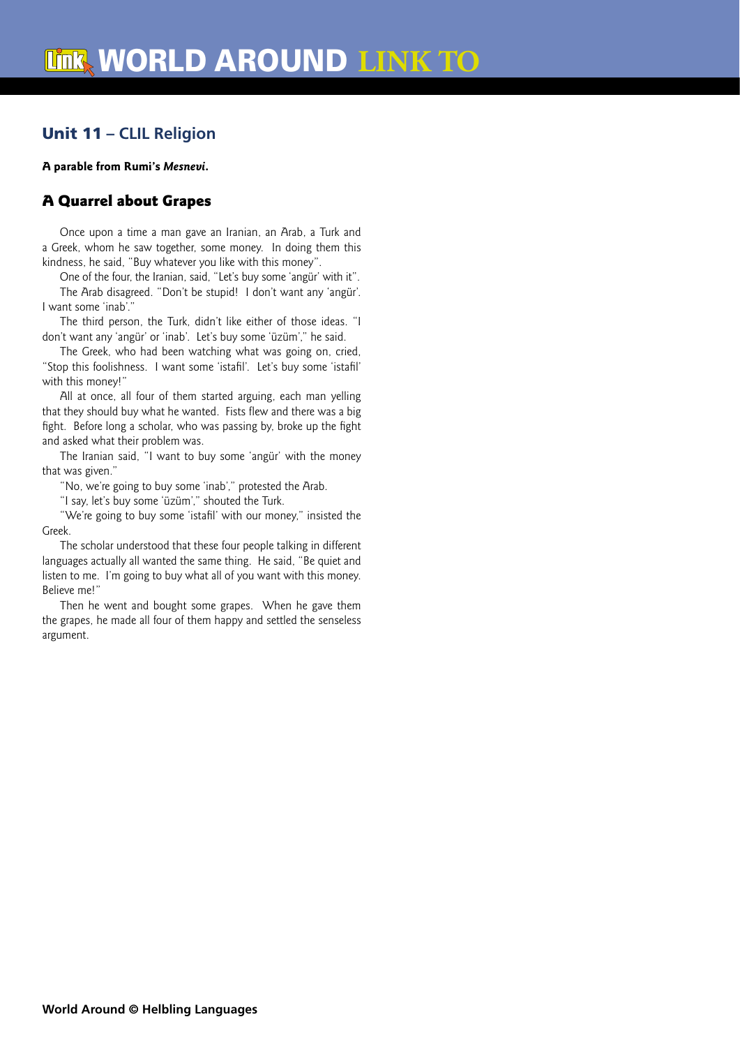## Unit 11 – CLIL Religion

**A parable from Rumi's *Mesnevi*.**

### A Quarrel about Grapes

Once upon a time a man gave an Iranian, an Arab, a Turk and a Greek, whom he saw together, some money. In doing them this kindness, he said, "Buy whatever you like with this money".

One of the four, the Iranian, said, "Let's buy some 'angür' with it".

The Arab disagreed. "Don't be stupid! I don't want any 'angür'. I want some 'inab'."

The third person, the Turk, didn't like either of those ideas. "I don't want any 'angür' or 'inab'. Let's buy some 'üzüm'," he said.

The Greek, who had been watching what was going on, cried, "Stop this foolishness. I want some 'istafil'. Let's buy some 'istafil' with this money!"

All at once, all four of them started arguing, each man yelling that they should buy what he wanted. Fists flew and there was a big fight. Before long a scholar, who was passing by, broke up the fight and asked what their problem was.

The Iranian said, "I want to buy some 'angür' with the money that was given."

"No, we're going to buy some 'inab'," protested the Arab.

"I say, let's buy some 'üzüm'," shouted the Turk.

"We're going to buy some 'istafil' with our money," insisted the Greek.

The scholar understood that these four people talking in different languages actually all wanted the same thing. He said, "Be quiet and listen to me. I'm going to buy what all of you want with this money. Believe me!"

Then he went and bought some grapes. When he gave them the grapes, he made all four of them happy and settled the senseless argument.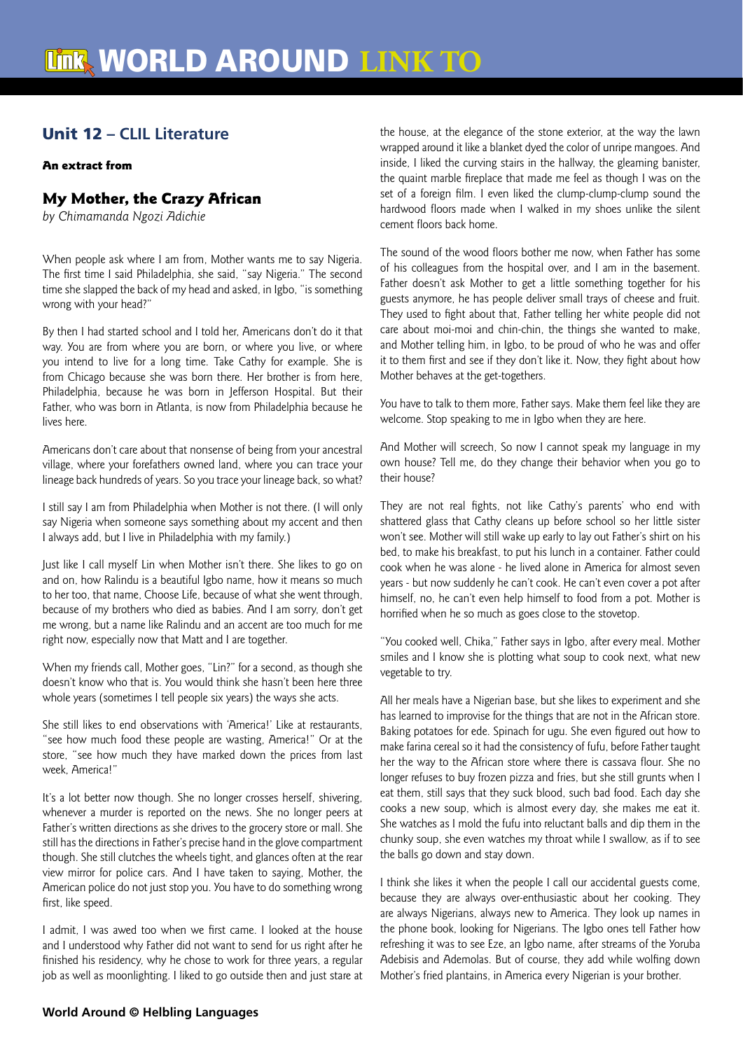## Unit 12 – CLIL Literature

**An extract from**

### My Mother, the Crazy African

*by Chimamanda Ngozi Adichie*

When people ask where I am from, Mother wants me to say Nigeria. The first time I said Philadelphia, she said, "say Nigeria." The second time she slapped the back of my head and asked, in Igbo, "is something wrong with your head?"

By then I had started school and I told her, Americans don't do it that way. You are from where you are born, or where you live, or where you intend to live for a long time. Take Cathy for example. She is from Chicago because she was born there. Her brother is from here, Philadelphia, because he was born in Jefferson Hospital. But their Father, who was born in Atlanta, is now from Philadelphia because he lives here.

Americans don't care about that nonsense of being from your ancestral village, where your forefathers owned land, where you can trace your lineage back hundreds of years. So you trace your lineage back, so what?

I still say I am from Philadelphia when Mother is not there. (I will only say Nigeria when someone says something about my accent and then I always add, but I live in Philadelphia with my family.)

Just like I call myself Lin when Mother isn't there. She likes to go on and on, how Ralindu is a beautiful Igbo name, how it means so much to her too, that name, Choose Life, because of what she went through, because of my brothers who died as babies. And I am sorry, don't get me wrong, but a name like Ralindu and an accent are too much for me right now, especially now that Matt and I are together.

When my friends call, Mother goes, "Lin?" for a second, as though she doesn't know who that is. You would think she hasn't been here three whole years (sometimes I tell people six years) the ways she acts.

She still likes to end observations with 'America!' Like at restaurants, "see how much food these people are wasting, America!" Or at the store, "see how much they have marked down the prices from last week, America!"

It's a lot better now though. She no longer crosses herself, shivering, whenever a murder is reported on the news. She no longer peers at Father's written directions as she drives to the grocery store or mall. She still has the directions in Father's precise hand in the glove compartment though. She still clutches the wheels tight, and glances often at the rear view mirror for police cars. And I have taken to saying, Mother, the American police do not just stop you. You have to do something wrong first, like speed.

I admit, I was awed too when we first came. I looked at the house and I understood why Father did not want to send for us right after he finished his residency, why he chose to work for three years, a regular job as well as moonlighting. I liked to go outside then and just stare at the house, at the elegance of the stone exterior, at the way the lawn wrapped around it like a blanket dyed the color of unripe mangoes. And inside, I liked the curving stairs in the hallway, the gleaming banister, the quaint marble fireplace that made me feel as though I was on the set of a foreign film. I even liked the clump-clump-clump sound the hardwood floors made when I walked in my shoes unlike the silent cement floors back home.

The sound of the wood floors bother me now, when Father has some of his colleagues from the hospital over, and I am in the basement. Father doesn't ask Mother to get a little something together for his guests anymore, he has people deliver small trays of cheese and fruit. They used to fight about that, Father telling her white people did not care about moi-moi and chin-chin, the things she wanted to make, and Mother telling him, in Igbo, to be proud of who he was and offer it to them first and see if they don't like it. Now, they fight about how Mother behaves at the get-togethers.

You have to talk to them more, Father says. Make them feel like they are welcome. Stop speaking to me in Igbo when they are here.

And Mother will screech, So now I cannot speak my language in my own house? Tell me, do they change their behavior when you go to their house?

They are not real fights, not like Cathy's parents' who end with shattered glass that Cathy cleans up before school so her little sister won't see. Mother will still wake up early to lay out Father's shirt on his bed, to make his breakfast, to put his lunch in a container. Father could cook when he was alone - he lived alone in America for almost seven years - but now suddenly he can't cook. He can't even cover a pot after himself, no, he can't even help himself to food from a pot. Mother is horrified when he so much as goes close to the stovetop.

"You cooked well, Chika," Father says in Igbo, after every meal. Mother smiles and I know she is plotting what soup to cook next, what new vegetable to try.

All her meals have a Nigerian base, but she likes to experiment and she has learned to improvise for the things that are not in the African store. Baking potatoes for ede. Spinach for ugu. She even figured out how to make farina cereal so it had the consistency of fufu, before Father taught her the way to the African store where there is cassava flour. She no longer refuses to buy frozen pizza and fries, but she still grunts when I eat them, still says that they suck blood, such bad food. Each day she cooks a new soup, which is almost every day, she makes me eat it. She watches as I mold the fufu into reluctant balls and dip them in the chunky soup, she even watches my throat while I swallow, as if to see the balls go down and stay down.

I think she likes it when the people I call our accidental guests come, because they are always over-enthusiastic about her cooking. They are always Nigerians, always new to America. They look up names in the phone book, looking for Nigerians. The Igbo ones tell Father how refreshing it was to see Eze, an Igbo name, after streams of the Yoruba Adebisis and Ademolas. But of course, they add while wolfing down Mother's fried plantains, in America every Nigerian is your brother.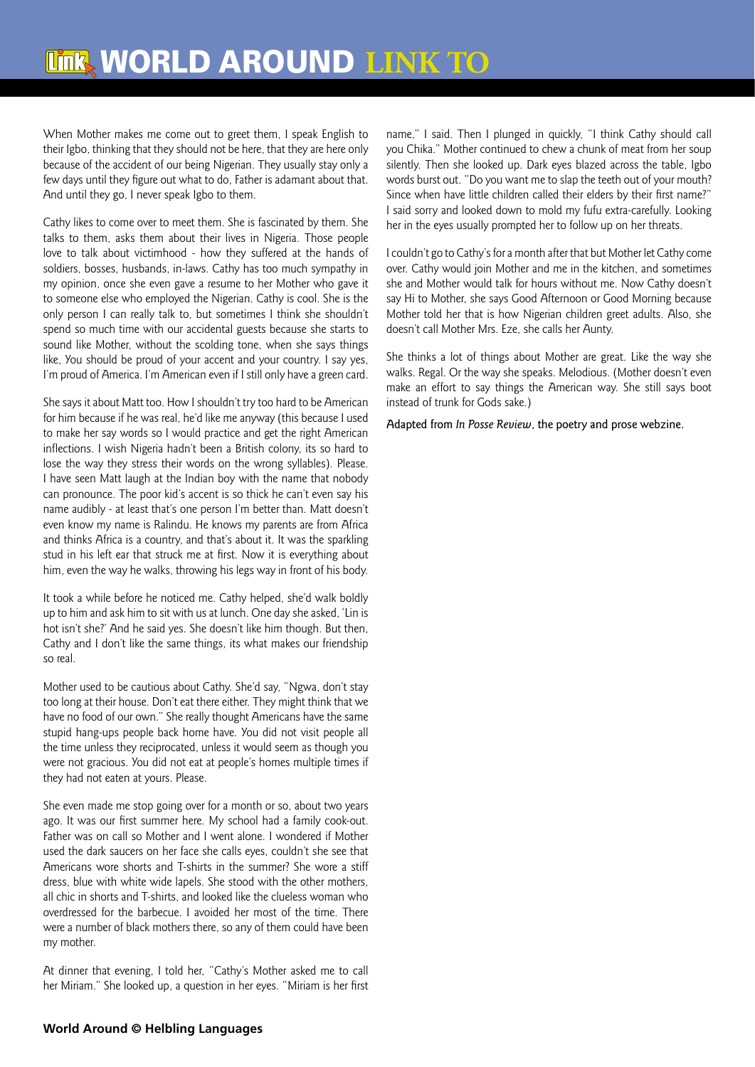When Mother makes me come out to greet them, I speak English to their Igbo, thinking that they should not be here, that they are here only because of the accident of our being Nigerian. They usually stay only a few days until they figure out what to do, Father is adamant about that. And until they go, I never speak Igbo to them.

Cathy likes to come over to meet them. She is fascinated by them. She talks to them, asks them about their lives in Nigeria. Those people love to talk about victimhood - how they suffered at the hands of soldiers, bosses, husbands, in-laws. Cathy has too much sympathy in my opinion, once she even gave a resume to her Mother who gave it to someone else who employed the Nigerian. Cathy is cool. She is the only person I can really talk to, but sometimes I think she shouldn't spend so much time with our accidental guests because she starts to sound like Mother, without the scolding tone, when she says things like, You should be proud of your accent and your country. I say yes, I'm proud of America. I'm American even if I still only have a green card.

She says it about Matt too. How I shouldn't try too hard to be American for him because if he was real, he'd like me anyway (this because I used to make her say words so I would practice and get the right American inflections. I wish Nigeria hadn't been a British colony, its so hard to lose the way they stress their words on the wrong syllables). Please. I have seen Matt laugh at the Indian boy with the name that nobody can pronounce. The poor kid's accent is so thick he can't even say his name audibly - at least that's one person I'm better than. Matt doesn't even know my name is Ralindu. He knows my parents are from Africa and thinks Africa is a country, and that's about it. It was the sparkling stud in his left ear that struck me at first. Now it is everything about him, even the way he walks, throwing his legs way in front of his body.

It took a while before he noticed me. Cathy helped, she'd walk boldly up to him and ask him to sit with us at lunch. One day she asked, 'Lin is hot isn't she?' And he said yes. She doesn't like him though. But then, Cathy and I don't like the same things, its what makes our friendship so real.

Mother used to be cautious about Cathy. She'd say, "Ngwa, don't stay too long at their house. Don't eat there either. They might think that we have no food of our own." She really thought Americans have the same stupid hang-ups people back home have. You did not visit people all the time unless they reciprocated, unless it would seem as though you were not gracious. You did not eat at people's homes multiple times if they had not eaten at yours. Please.

She even made me stop going over for a month or so, about two years ago. It was our first summer here. My school had a family cook-out. Father was on call so Mother and I went alone. I wondered if Mother used the dark saucers on her face she calls eyes, couldn't she see that Americans wore shorts and T-shirts in the summer? She wore a stiff dress, blue with white wide lapels. She stood with the other mothers, all chic in shorts and T-shirts, and looked like the clueless woman who overdressed for the barbecue. I avoided her most of the time. There were a number of black mothers there, so any of them could have been my mother.

At dinner that evening, I told her, "Cathy's Mother asked me to call her Miriam." She looked up, a question in her eyes. "Miriam is her first name," I said. Then I plunged in quickly, "I think Cathy should call you Chika." Mother continued to chew a chunk of meat from her soup silently. Then she looked up. Dark eyes blazed across the table, Igbo words burst out. "Do you want me to slap the teeth out of your mouth? Since when have little children called their elders by their first name?" I said sorry and looked down to mold my fufu extra-carefully. Looking her in the eyes usually prompted her to follow up on her threats.

I couldn't go to Cathy's for a month after that but Mother let Cathy come over. Cathy would join Mother and me in the kitchen, and sometimes she and Mother would talk for hours without me. Now Cathy doesn't say Hi to Mother, she says Good Afternoon or Good Morning because Mother told her that is how Nigerian children greet adults. Also, she doesn't call Mother Mrs. Eze, she calls her Aunty.

She thinks a lot of things about Mother are great. Like the way she walks. Regal. Or the way she speaks. Melodious. (Mother doesn't even make an effort to say things the American way. She still says boot instead of trunk for Gods sake.)

Adapted from *In Posse Review*, the poetry and prose webzine.